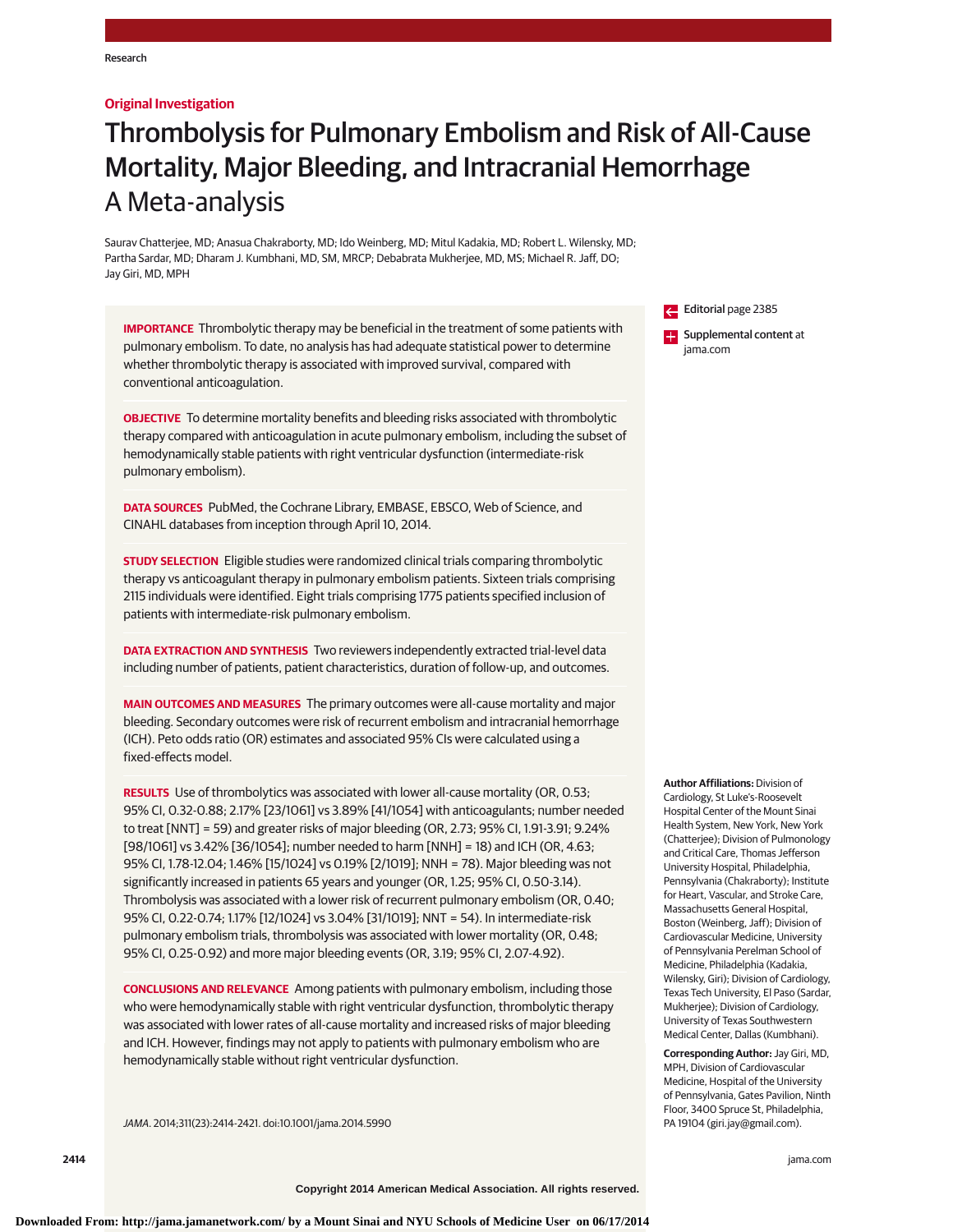Research

**Original Investigation**

# Thrombolysis for Pulmonary Embolism and Risk of All-Cause Mortality, Major Bleeding, and Intracranial Hemorrhage

## A Meta-analysis

Saurav Chatterjee, MD; Anasua Chakraborty, MD; Ido Weinberg, MD; Mitul Kadakia, MD; Robert L. Wilensky, MD; Partha Sardar, MD; Dharam J. Kumbhani, MD, SM, MRCP; Debabrata Mukherjee, MD, MS; Michael R. Jaff, DO; Jay Giri, MD, MPH

**IMPORTANCE** Thrombolytic therapy may be beneficial in the treatment of some patients with pulmonary embolism. To date, no analysis has had adequate statistical power to determine whether thrombolytic therapy is associated with improved survival, compared with conventional anticoagulation.

**OBJECTIVE** To determine mortality benefits and bleeding risks associated with thrombolytic therapy compared with anticoagulation in acute pulmonary embolism, including the subset of hemodynamically stable patients with right ventricular dysfunction (intermediate-risk pulmonary embolism).

**DATA SOURCES** PubMed, the Cochrane Library, EMBASE, EBSCO, Web of Science, and CINAHL databases from inception through April 10, 2014.

**STUDY SELECTION** Eligible studies were randomized clinical trials comparing thrombolytic therapy vs anticoagulant therapy in pulmonary embolism patients. Sixteen trials comprising 2115 individuals were identified. Eight trials comprising 1775 patients specified inclusion of patients with intermediate-risk pulmonary embolism.

**DATA EXTRACTION AND SYNTHESIS** Two reviewers independently extracted trial-level data including number of patients, patient characteristics, duration of follow-up, and outcomes.

**MAIN OUTCOMES AND MEASURES** The primary outcomes were all-cause mortality and major bleeding. Secondary outcomes were risk of recurrent embolism and intracranial hemorrhage (ICH). Peto odds ratio (OR) estimates and associated 95% CIs were calculated using a fixed-effects model.

**RESULTS** Use of thrombolytics was associated with lower all-cause mortality (OR, 0.53; 95% CI, 0.32-0.88; 2.17% [23/1061] vs 3.89% [41/1054] with anticoagulants; number needed to treat [NNT] = 59) and greater risks of major bleeding (OR, 2.73; 95% CI, 1.91-3.91; 9.24% [98/1061] vs 3.42% [36/1054]; number needed to harm [NNH] = 18) and ICH (OR, 4.63; 95% CI, 1.78-12.04; 1.46% [15/1024] vs 0.19% [2/1019]; NNH = 78). Major bleeding was not significantly increased in patients 65 years and younger (OR, 1.25; 95% CI, 0.50-3.14). Thrombolysis was associated with a lower risk of recurrent pulmonary embolism (OR, 0.40; 95% CI, 0.22-0.74; 1.17% [12/1024] vs 3.04% [31/1019]; NNT = 54). In intermediate-risk pulmonary embolism trials, thrombolysis was associated with lower mortality (OR, 0.48; 95% CI, 0.25-0.92) and more major bleeding events (OR, 3.19; 95% CI, 2.07-4.92).

**CONCLUSIONS AND RELEVANCE** Among patients with pulmonary embolism, including those who were hemodynamically stable with right ventricular dysfunction, thrombolytic therapy was associated with lower rates of all-cause mortality and increased risks of major bleeding and ICH. However, findings may not apply to patients with pulmonary embolism who are hemodynamically stable without right ventricular dysfunction.

*JAMA*. 2014;311(23):2414-2421. doi:10.1001/jama.2014.5990

Editorial page 2385

Supplemental content at jama.com

**Author Affiliations:** Division of Cardiology, St Luke's-Roosevelt Hospital Center of the Mount Sinai Health System, New York, New York (Chatterjee); Division of Pulmonology and Critical Care, Thomas Jefferson University Hospital, Philadelphia, Pennsylvania (Chakraborty); Institute for Heart, Vascular, and Stroke Care, Massachusetts General Hospital, Boston (Weinberg, Jaff); Division of Cardiovascular Medicine, University of Pennsylvania Perelman School of Medicine, Philadelphia (Kadakia, Wilensky, Giri); Division of Cardiology, Texas Tech University, El Paso (Sardar, Mukherjee); Division of Cardiology, University of Texas Southwestern Medical Center, Dallas (Kumbhani).

**Corresponding Author:** Jay Giri, MD, MPH, Division of Cardiovascular Medicine, Hospital of the University of Pennsylvania, Gates Pavilion, Ninth Floor, 3400 Spruce St, Philadelphia, PA 19104 (giri.jay@gmail.com).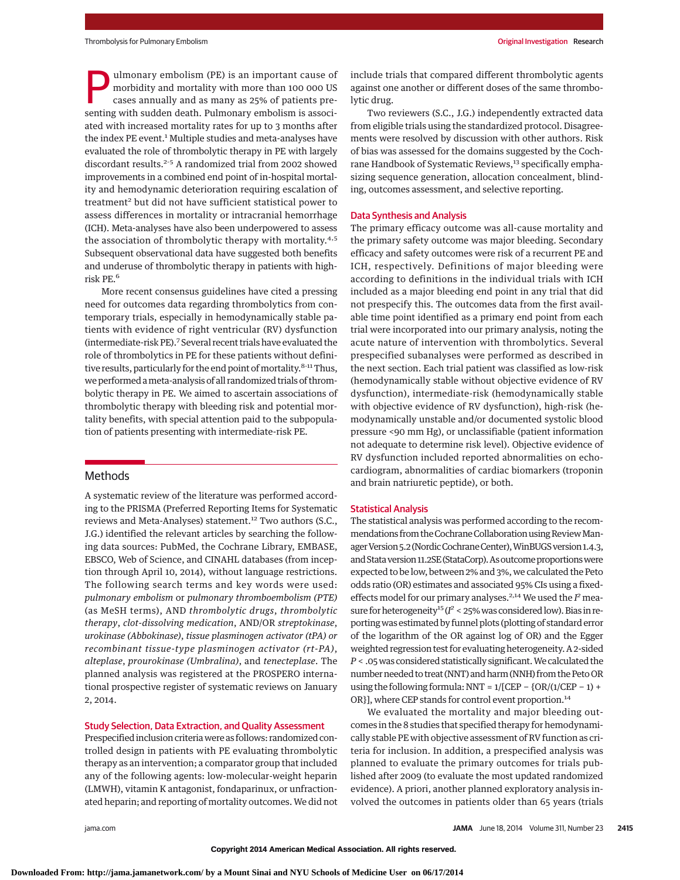Pulmonary embolism (PE) is an important cause of morbidity and mortality with more than 100 000 US cases annually and as many as 25% of patients presenting with sudden death. Pulmonary embolism is associated with increased mortality rates for up to 3 months after the index PE event.[1] Multiple studies and meta-analyses have evaluated the role of thrombolytic therapy in PE with largely discordant results.[2-5] A randomized trial from 2002 showed improvements in a combined end point of in-hospital mortality and hemodynamic deterioration requiring escalation of treatment[2] but did not have sufficient statistical power to assess differences in mortality or intracranial hemorrhage (ICH). Meta-analyses have also been underpowered to assess the association of thrombolytic therapy with mortality.[4,5] Subsequent observational data have suggested both benefits and underuse of thrombolytic therapy in patients with high-risk PE.[6]

More recent consensus guidelines have cited a pressing need for outcomes data regarding thrombolytics from contemporary trials, especially in hemodynamically stable patients with evidence of right ventricular (RV) dysfunction (intermediate-risk PE).[7] Several recent trials have evaluated the role of thrombolytics in PE for these patients without definitive results, particularly for the end point of mortality.[8-11] Thus, we performed a meta-analysis of all randomized trials of thrombolytic therapy in PE. We aimed to ascertain associations of thrombolytic therapy with bleeding risk and potential mortality benefits, with special attention paid to the subpopulation of patients presenting with intermediate-risk PE.

## Methods

A systematic review of the literature was performed according to the PRISMA (Preferred Reporting Items for Systematic reviews and Meta-Analyses) statement.[12] Two authors (S.C., J.G.) identified the relevant articles by searching the following data sources: PubMed, the Cochrane Library, EMBASE, EBSCO, Web of Science, and CINAHL databases (from inception through April 10, 2014), without language restrictions. The following search terms and key words were used: *pulmonary embolism* or *pulmonary thromboembolism (PTE)* (as MeSH terms), AND *thrombolytic drugs*, *thrombolytic therapy*, *clot-dissolving medication*, AND/OR *streptokinase*, *urokinase (Abbokinase)*, *tissue plasminogen activator (tPA) or recombinant tissue-type plasminogen activator (rt-PA)*, *alteplase*, *prourokinase (Umbralina)*, and *tenecteplase*. The planned analysis was registered at the PROSPERO international prospective register of systematic reviews on January 2, 2014.

### Study Selection, Data Extraction, and Quality Assessment

Prespecified inclusion criteria were as follows: randomized controlled design in patients with PE evaluating thrombolytic therapy as an intervention; a comparator group that included any of the following agents: low-molecular-weight heparin (LMWH), vitamin K antagonist, fondaparinux, or unfractionated heparin; and reporting of mortality outcomes. We did not include trials that compared different thrombolytic agents against one another or different doses of the same thrombolytic drug.

Two reviewers (S.C., J.G.) independently extracted data from eligible trials using the standardized protocol. Disagreements were resolved by discussion with other authors. Risk of bias was assessed for the domains suggested by the Cochrane Handbook of Systematic Reviews,[13] specifically emphasizing sequence generation, allocation concealment, blinding, outcomes assessment, and selective reporting.

### Data Synthesis and Analysis

The primary efficacy outcome was all-cause mortality and the primary safety outcome was major bleeding. Secondary efficacy and safety outcomes were risk of a recurrent PE and ICH, respectively. Definitions of major bleeding were according to definitions in the individual trials with ICH included as a major bleeding end point in any trial that did not prespecify this. The outcomes data from the first available time point identified as a primary end point from each trial were incorporated into our primary analysis, noting the acute nature of intervention with thrombolytics. Several prespecified subanalyses were performed as described in the next section. Each trial patient was classified as low-risk (hemodynamically stable without objective evidence of RV dysfunction), intermediate-risk (hemodynamically stable with objective evidence of RV dysfunction), high-risk (hemodynamically unstable and/or documented systolic blood pressure <90 mm Hg), or unclassifiable (patient information not adequate to determine risk level). Objective evidence of RV dysfunction included reported abnormalities on echocardiogram, abnormalities of cardiac biomarkers (troponin and brain natriuretic peptide), or both.

### Statistical Analysis

The statistical analysis was performed according to the recommendations from the Cochrane Collaboration using Review Manager Version 5.2 (Nordic Cochrane Center), WinBUGS version 1.4.3, and Stata version 11.2SE (StataCorp). As outcome proportions were expected to be low, between 2% and 3%, we calculated the Peto odds ratio (OR) estimates and associated 95% CIs using a fixed-effects model for our primary analyses.[2,14] We used the $I^2$ measure for heterogeneity[15] ($I^2 < 25\%$ was considered low). Bias in reporting was estimated by funnel plots (plotting of standard error of the logarithm of the OR against log of OR) and the Egger weighted regression test for evaluating heterogeneity. A 2-sided $P < .05$ was considered statistically significant. We calculated the number needed to treat (NNT) and harm (NNH) from the Peto OR using the following formula: $\text{NNT} = 1/[\text{CEP} - \{\text{OR}/(1/\text{CEP} - 1) + \text{OR}\}]$, where CEP stands for control event proportion.[14]

We evaluated the mortality and major bleeding outcomes in the 8 studies that specified therapy for hemodynamically stable PE with objective assessment of RV function as criteria for inclusion. In addition, a prespecified analysis was planned to evaluate the primary outcomes for trials published after 2009 (to evaluate the most updated randomized evidence). A priori, another planned exploratory analysis involved the outcomes in patients older than 65 years (trials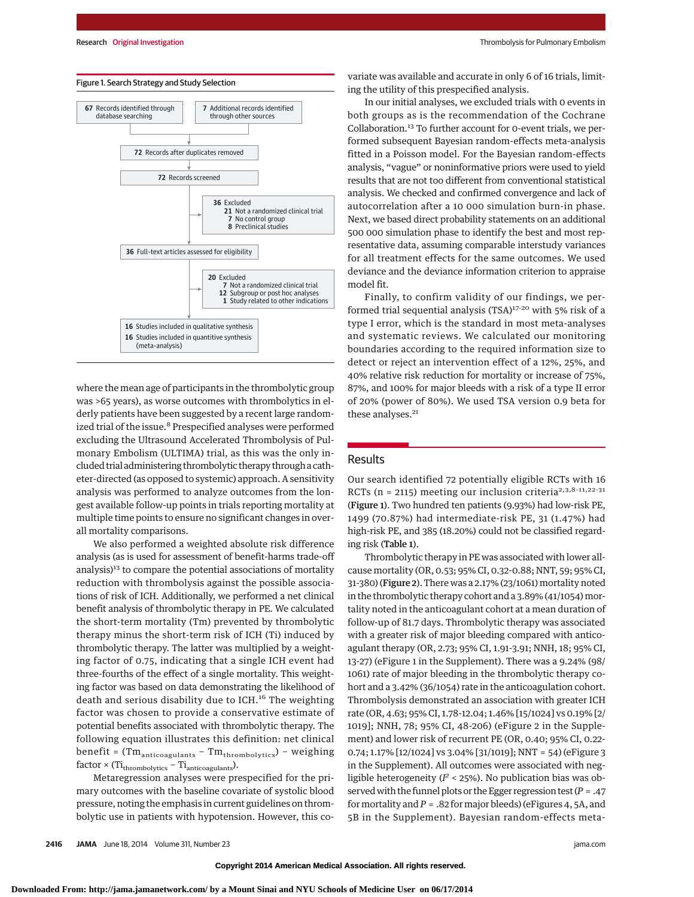**Figure 1. Search Strategy and Study Selection**

- **67** Records identified through database searching
- **7** Additional records identified through other sources
- **72** Records after duplicates removed
- **72** Records screened
- **36** Excluded
  - **21** Not a randomized clinical trial
  - **7** No control group
  - **8** Preclinical studies
- **36** Full-text articles assessed for eligibility
- **20** Excluded
  - **7** Not a randomized clinical trial
  - **12** Subgroup or post hoc analyses
  - **1** Study related to other indications
- **16** Studies included in qualitative synthesis
- **16** Studies included in quantitive synthesis (meta-analysis)

where the mean age of participants in the thrombolytic group was >65 years), as worse outcomes with thrombolytics in elderly patients have been suggested by a recent large randomized trial of the issue.[8] Prespecified analyses were performed excluding the Ultrasound Accelerated Thrombolysis of Pulmonary Embolism (ULTIMA) trial, as this was the only included trial administering thrombolytic therapy through a catheter-directed (as opposed to systemic) approach. A sensitivity analysis was performed to analyze outcomes from the longest available follow-up points in trials reporting mortality at multiple time points to ensure no significant changes in overall mortality comparisons.

We also performed a weighted absolute risk difference analysis (as is used for assessment of benefit-harms trade-off analysis)[13] to compare the potential associations of mortality reduction with thrombolysis against the possible associations of risk of ICH. Additionally, we performed a net clinical benefit analysis of thrombolytic therapy in PE. We calculated the short-term mortality (Tm) prevented by thrombolytic therapy minus the short-term risk of ICH (Ti) induced by thrombolytic therapy. The latter was multiplied by a weighting factor of 0.75, indicating that a single ICH event had three-fourths of the effect of a single mortality. This weighting factor was based on data demonstrating the likelihood of death and serious disability due to ICH.[16] The weighting factor was chosen to provide a conservative estimate of potential benefits associated with thrombolytic therapy. The following equation illustrates this definition: net clinical benefit = $(Tm_{anticoagulants} - Tm_{thrombolytics})$ − weighing factor × $(Ti_{thrombolytics} - Ti_{anticoagulants})$.

Metaregression analyses were prespecified for the primary outcomes with the baseline covariate of systolic blood pressure, noting the emphasis in current guidelines on thrombolytic use in patients with hypotension. However, this covariate was available and accurate in only 6 of 16 trials, limiting the utility of this prespecified analysis.

In our initial analyses, we excluded trials with 0 events in both groups as is the recommendation of the Cochrane Collaboration.[13] To further account for 0-event trials, we performed subsequent Bayesian random-effects meta-analysis fitted in a Poisson model. For the Bayesian random-effects analysis, "vague" or noninformative priors were used to yield results that are not too different from conventional statistical analysis. We checked and confirmed convergence and lack of autocorrelation after a 10 000 simulation burn-in phase. Next, we based direct probability statements on an additional 500 000 simulation phase to identify the best and most representative data, assuming comparable interstudy variances for all treatment effects for the same outcomes. We used deviance and the deviance information criterion to appraise model fit.

Finally, to confirm validity of our findings, we performed trial sequential analysis (TSA)[17-20] with 5% risk of a type I error, which is the standard in most meta-analyses and systematic reviews. We calculated our monitoring boundaries according to the required information size to detect or reject an intervention effect of a 12%, 25%, and 40% relative risk reduction for mortality or increase of 75%, 87%, and 100% for major bleeds with a risk of a type II error of 20% (power of 80%). We used TSA version 0.9 beta for these analyses.[21]

## Results

Our search identified 72 potentially eligible RCTs with 16 RCTs (n = 2115) meeting our inclusion criteria[2,3,8-11,22-31] (**Figure 1**). Two hundred ten patients (9.93%) had low-risk PE, 1499 (70.87%) had intermediate-risk PE, 31 (1.47%) had high-risk PE, and 385 (18.20%) could not be classified regarding risk (**Table 1**).

Thrombolytic therapy in PE was associated with lower all-cause mortality (OR, 0.53; 95% CI, 0.32-0.88; NNT, 59; 95% CI, 31-380) (**Figure 2**). There was a 2.17% (23/1061) mortality noted in the thrombolytic therapy cohort and a 3.89% (41/1054) mortality noted in the anticoagulant cohort at a mean duration of follow-up of 81.7 days. Thrombolytic therapy was associated with a greater risk of major bleeding compared with anticoagulant therapy (OR, 2.73; 95% CI, 1.91-3.91; NNH, 18; 95% CI, 13-27) (eFigure 1 in the Supplement). There was a 9.24% (98/1061) rate of major bleeding in the thrombolytic therapy cohort and a 3.42% (36/1054) rate in the anticoagulation cohort. Thrombolysis demonstrated an association with greater ICH rate (OR, 4.63; 95% CI, 1.78-12.04; 1.46% [15/1024] vs 0.19% [2/1019]; NNH, 78; 95% CI, 48-206) (eFigure 2 in the Supplement) and lower risk of recurrent PE (OR, 0.40; 95% CI, 0.22-0.74; 1.17% [12/1024] vs 3.04% [31/1019]; NNT = 54) (eFigure 3 in the Supplement). All outcomes were associated with negligible heterogeneity ($I^2$ < 25%). No publication bias was observed with the funnel plots or the Egger regression test ($P$ = .47 for mortality and $P$ = .82 for major bleeds) (eFigures 4, 5A, and 5B in the Supplement). Bayesian random-effects meta-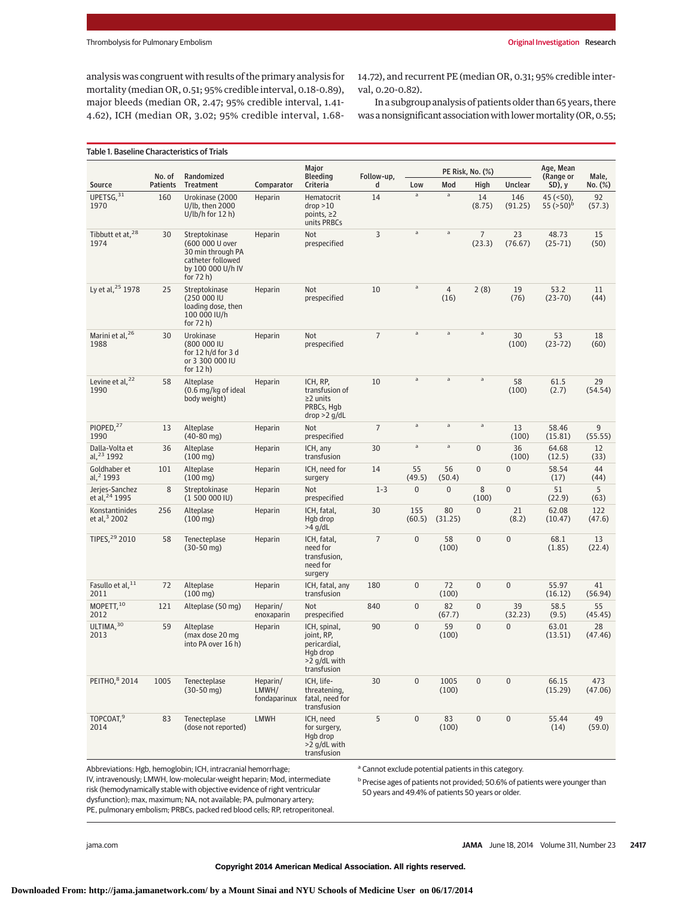analysis was congruent with results of the primary analysis for mortality (median OR, 0.51; 95% credible interval, 0.18-0.89), major bleeds (median OR, 2.47; 95% credible interval, 1.41-4.62), ICH (median OR, 3.02; 95% credible interval, 1.68-14.72), and recurrent PE (median OR, 0.31; 95% credible interval, 0.20-0.82).

In a subgroup analysis of patients older than 65 years, there was a nonsignificant association with lower mortality (OR, 0.55;

Table 1. Baseline Characteristics of Trials

| Source | No. of Patients | Randomized Treatment | Comparator | Major Bleeding Criteria | Follow-up, d | PE Risk, No. (%) | | | | Age, Mean (Range or SD), y | Male, No. (%) |
|---|---|---|---|---|---|---|---|---|---|---|---|
| | | | | | | Low | Mod | High | Unclear | | |
| UPETSG,[31] 1970 | 160 | Urokinase (2000 U/lb, then 2000 U/lb/h for 12 h) | Heparin | Hematocrit drop >10 points, ≥2 units PRBCs | 14 | [a] | [a] | 14 (8.75) | 146 (91.25) | 45 (<50), 55 (>50)[b] | 92 (57.3) |
| Tibbutt et at,[28] 1974 | 30 | Streptokinase (600 000 U over 30 min through PA catheter followed by 100 000 U/h IV for 72 h) | Heparin | Not prespecified | 3 | [a] | [a] | 7 (23.3) | 23 (76.67) | 48.73 (25-71) | 15 (50) |
| Ly et al,[25] 1978 | 25 | Streptokinase (250 000 IU loading dose, then 100 000 IU/h for 72 h) | Heparin | Not prespecified | 10 | [a] | 4 (16) | 2 (8) | 19 (76) | 53.2 (23-70) | 11 (44) |
| Marini et al,[26] 1988 | 30 | Urokinase (800 000 IU for 12 h/d for 3 d or 3 300 000 IU for 12 h) | Heparin | Not prespecified | 7 | [a] | [a] | [a] | 30 (100) | 53 (23-72) | 18 (60) |
| Levine et al,[22] 1990 | 58 | Alteplase (0.6 mg/kg of ideal body weight) | Heparin | ICH, RP, transfusion of ≥2 units PRBCs, Hgb drop >2 g/dL | 10 | [a] | [a] | [a] | 58 (100) | 61.5 (2.7) | 29 (54.54) |
| PIOPED,[27] 1990 | 13 | Alteplase (40-80 mg) | Heparin | Not prespecified | 7 | [a] | [a] | [a] | 13 (100) | 58.46 (15.81) | 9 (55.55) |
| Dalla-Volta et al,[23] 1992 | 36 | Alteplase (100 mg) | Heparin | ICH, any transfusion | 30 | [a] | [a] | 0 | 36 (100) | 64.68 (12.5) | 12 (33) |
| Goldhaber et al,[2] 1993 | 101 | Alteplase (100 mg) | Heparin | ICH, need for surgery | 14 | 55 (49.5) | 56 (50.4) | 0 | 0 | 58.54 (17) | 44 (44) |
| Jerjes-Sanchez et al,[24] 1995 | 8 | Streptokinase (1 500 000 IU) | Heparin | Not prespecified | 1-3 | 0 | 0 | 8 (100) | 0 | 51 (22.9) | 5 (63) |
| Konstantinides et al,[3] 2002 | 256 | Alteplase (100 mg) | Heparin | ICH, fatal, Hgb drop >4 g/dL | 30 | 155 (60.5) | 80 (31.25) | 0 | 21 (8.2) | 62.08 (10.47) | 122 (47.6) |
| TIPES,[29] 2010 | 58 | Tenecteplase (30-50 mg) | Heparin | ICH, fatal, need for transfusion, need for surgery | 7 | 0 | 58 (100) | 0 | 0 | 68.1 (1.85) | 13 (22.4) |
| Fasullo et al,[11] 2011 | 72 | Alteplase (100 mg) | Heparin | ICH, fatal, any transfusion | 180 | 0 | 72 (100) | 0 | 0 | 55.97 (16.12) | 41 (56.94) |
| MOPETT,[10] 2012 | 121 | Alteplase (50 mg) | Heparin/ enoxaparin | Not prespecified | 840 | 0 | 82 (67.7) | 0 | 39 (32.23) | 58.5 (9.5) | 55 (45.45) |
| ULTIMA,[30] 2013 | 59 | Alteplase (max dose 20 mg into PA over 16 h) | Heparin | ICH, spinal, joint, RP, pericardial, Hgb drop >2 g/dL with transfusion | 90 | 0 | 59 (100) | 0 | 0 | 63.01 (13.51) | 28 (47.46) |
| PEITHO,[8] 2014 | 1005 | Tenecteplase (30-50 mg) | Heparin/ LMWH/ fondaparinux | ICH, life-threatening, fatal, need for transfusion | 30 | 0 | 1005 (100) | 0 | 0 | 66.15 (15.29) | 473 (47.06) |
| TOPCOAT,[9] 2014 | 83 | Tenecteplase (dose not reported) | LMWH | ICH, need for surgery, Hgb drop >2 g/dL with transfusion | 5 | 0 | 83 (100) | 0 | 0 | 55.44 (14) | 49 (59.0) |

Abbreviations: Hgb, hemoglobin; ICH, intracranial hemorrhage; IV, intravenously; LMWH, low-molecular-weight heparin; Mod, intermediate risk (hemodynamically stable with objective evidence of right ventricular dysfunction); max, maximum; NA, not available; PA, pulmonary artery; PE, pulmonary embolism; PRBCs, packed red blood cells; RP, retroperitoneal.

[a] Cannot exclude potential patients in this category.

[b] Precise ages of patients not provided; 50.6% of patients were younger than 50 years and 49.4% of patients 50 years or older.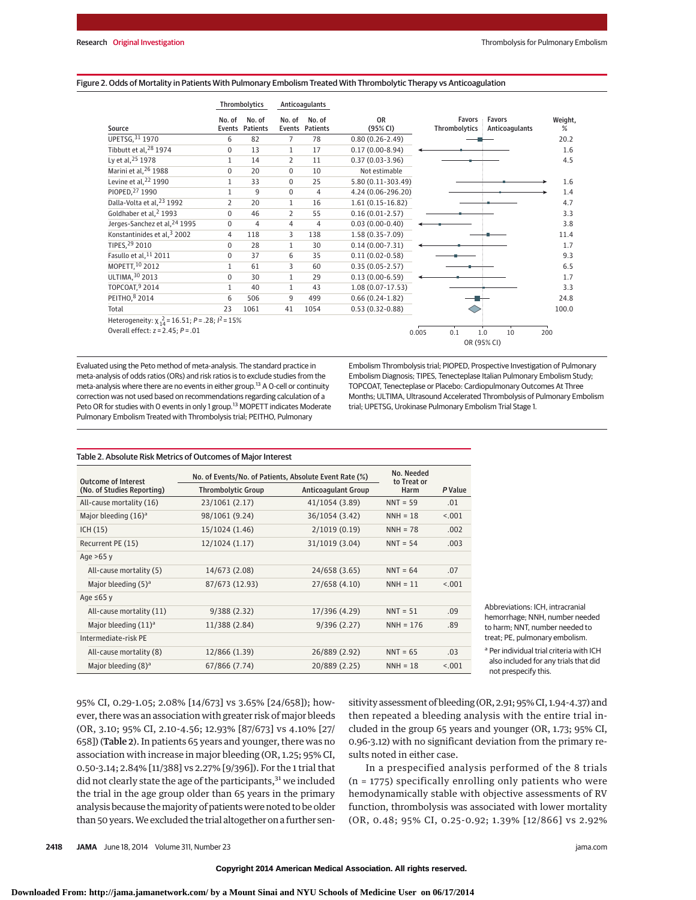Figure 2. Odds of Mortality in Patients With Pulmonary Embolism Treated With Thrombolytic Therapy vs Anticoagulation

| Source | Thrombolytics No. of Events | Thrombolytics No. of Patients | Anticoagulants No. of Events | Anticoagulants No. of Patients | OR (95% CI) | Weight, % |
|---|---|---|---|---|---|---|
| UPETSG,[31] 1970 | 6 | 82 | 7 | 78 | 0.80 (0.26-2.49) | 20.2 |
| Tibbutt et al,[28] 1974 | 0 | 13 | 1 | 17 | 0.17 (0.00-8.94) | 1.6 |
| Ly et al,[25] 1978 | 1 | 14 | 2 | 11 | 0.37 (0.03-3.96) | 4.5 |
| Marini et al,[26] 1988 | 0 | 20 | 0 | 10 | Not estimable | |
| Levine et al,[22] 1990 | 1 | 33 | 0 | 25 | 5.80 (0.11-303.49) | 1.6 |
| PIOPED,[27] 1990 | 1 | 9 | 0 | 4 | 4.24 (0.06-296.20) | 1.4 |
| Dalla-Volta et al,[23] 1992 | 2 | 20 | 1 | 16 | 1.61 (0.15-16.82) | 4.7 |
| Goldhaber et al,[2] 1993 | 0 | 46 | 2 | 55 | 0.16 (0.01-2.57) | 3.3 |
| Jerges-Sanchez et al,[24] 1995 | 0 | 4 | 4 | 4 | 0.03 (0.00-0.40) | 3.8 |
| Konstantinides et al,[3] 2002 | 4 | 118 | 3 | 138 | 1.58 (0.35-7.09) | 11.4 |
| TIPES,[29] 2010 | 0 | 28 | 1 | 30 | 0.14 (0.00-7.31) | 1.7 |
| Fasullo et al,[11] 2011 | 0 | 37 | 6 | 35 | 0.11 (0.02-0.58) | 9.3 |
| MOPETT,[10] 2012 | 1 | 61 | 3 | 60 | 0.35 (0.05-2.57) | 6.5 |
| ULTIMA,[30] 2013 | 0 | 30 | 1 | 29 | 0.13 (0.00-6.59) | 1.7 |
| TOPCOAT,[9] 2014 | 1 | 40 | 1 | 43 | 1.08 (0.07-17.53) | 3.3 |
| PEITHO,[8] 2014 | 6 | 506 | 9 | 499 | 0.66 (0.24-1.82) | 24.8 |
| Total | 23 | 1061 | 41 | 1054 | 0.53 (0.32-0.88) | 100.0 |

Heterogeneity: $\chi^2_{14} = 16.51$; $P = .28$; $I^2 = 15\%$

Overall effect: $z = 2.45$; $P = .01$

Favors Thrombolytics | Favors Anticoagulants; OR (95% CI): 0.005, 0.1, 1.0, 10, 200

Evaluated using the Peto method of meta-analysis. The standard practice in meta-analysis of odds ratios (ORs) and risk ratios is to exclude studies from the meta-analysis where there are no events in either group.[13] A 0-cell or continuity correction was not used based on recommendations regarding calculation of a Peto OR for studies with 0 events in only 1 group.[13] MOPETT indicates Moderate Pulmonary Embolism Treated with Thrombolysis trial; PEITHO, Pulmonary Embolism Thrombolysis trial; PIOPED, Prospective Investigation of Pulmonary Embolism Diagnosis; TIPES, Tenecteplase Italian Pulmonary Embolism Study; TOPCOAT, Tenecteplase or Placebo: Cardiopulmonary Outcomes At Three Months; ULTIMA, Ultrasound Accelerated Thrombolysis of Pulmonary Embolism trial; UPETSG, Urokinase Pulmonary Embolism Trial Stage 1.

Table 2. Absolute Risk Metrics of Outcomes of Major Interest

| Outcome of Interest (No. of Studies Reporting) | No. of Events/No. of Patients, Absolute Event Rate (%) | | No. Needed to Treat or Harm | *P* Value |
|---|---|---|---|---|
| | Thrombolytic Group | Anticoagulant Group | | |
| All-cause mortality (16) | 23/1061 (2.17) | 41/1054 (3.89) | NNT = 59 | .01 |
| Major bleeding (16)[a] | 98/1061 (9.24) | 36/1054 (3.42) | NNH = 18 | <.001 |
| ICH (15) | 15/1024 (1.46) | 2/1019 (0.19) | NNH = 78 | .002 |
| Recurrent PE (15) | 12/1024 (1.17) | 31/1019 (3.04) | NNT = 54 | .003 |
| Age >65 y | | | | |
| All-cause mortality (5) | 14/673 (2.08) | 24/658 (3.65) | NNT = 64 | .07 |
| Major bleeding (5)[a] | 87/673 (12.93) | 27/658 (4.10) | NNH = 11 | <.001 |
| Age ≤65 y | | | | |
| All-cause mortality (11) | 9/388 (2.32) | 17/396 (4.29) | NNT = 51 | .09 |
| Major bleeding (11)[a] | 11/388 (2.84) | 9/396 (2.27) | NNH = 176 | .89 |
| Intermediate-risk PE | | | | |
| All-cause mortality (8) | 12/866 (1.39) | 26/889 (2.92) | NNT = 65 | .03 |
| Major bleeding (8)[a] | 67/866 (7.74) | 20/889 (2.25) | NNH = 18 | <.001 |

Abbreviations: ICH, intracranial hemorrhage; NNH, number needed to harm; NNT, number needed to treat; PE, pulmonary embolism.

[a] Per individual trial criteria with ICH also included for any trials that did not prespecify this.

95% CI, 0.29-1.05; 2.08% [14/673] vs 3.65% [24/658]); however, there was an association with greater risk of major bleeds (OR, 3.10; 95% CI, 2.10-4.56; 12.93% [87/673] vs 4.10% [27/658]) (Table 2). In patients 65 years and younger, there was no association with increase in major bleeding (OR, 1.25; 95% CI, 0.50-3.14; 2.84% [11/388] vs 2.27% [9/396]). For the 1 trial that did not clearly state the age of the participants,[31] we included the trial in the age group older than 65 years in the primary analysis because the majority of patients were noted to be older than 50 years. We excluded the trial altogether on a further sensitivity assessment of bleeding (OR, 2.91; 95% CI, 1.94-4.37) and then repeated a bleeding analysis with the entire trial included in the group 65 years and younger (OR, 1.73; 95% CI, 0.96-3.12) with no significant deviation from the primary results noted in either case.

In a prespecified analysis performed of the 8 trials (n = 1775) specifically enrolling only patients who were hemodynamically stable with objective assessments of RV function, thrombolysis was associated with lower mortality (OR, 0.48; 95% CI, 0.25-0.92; 1.39% [12/866] vs 2.92%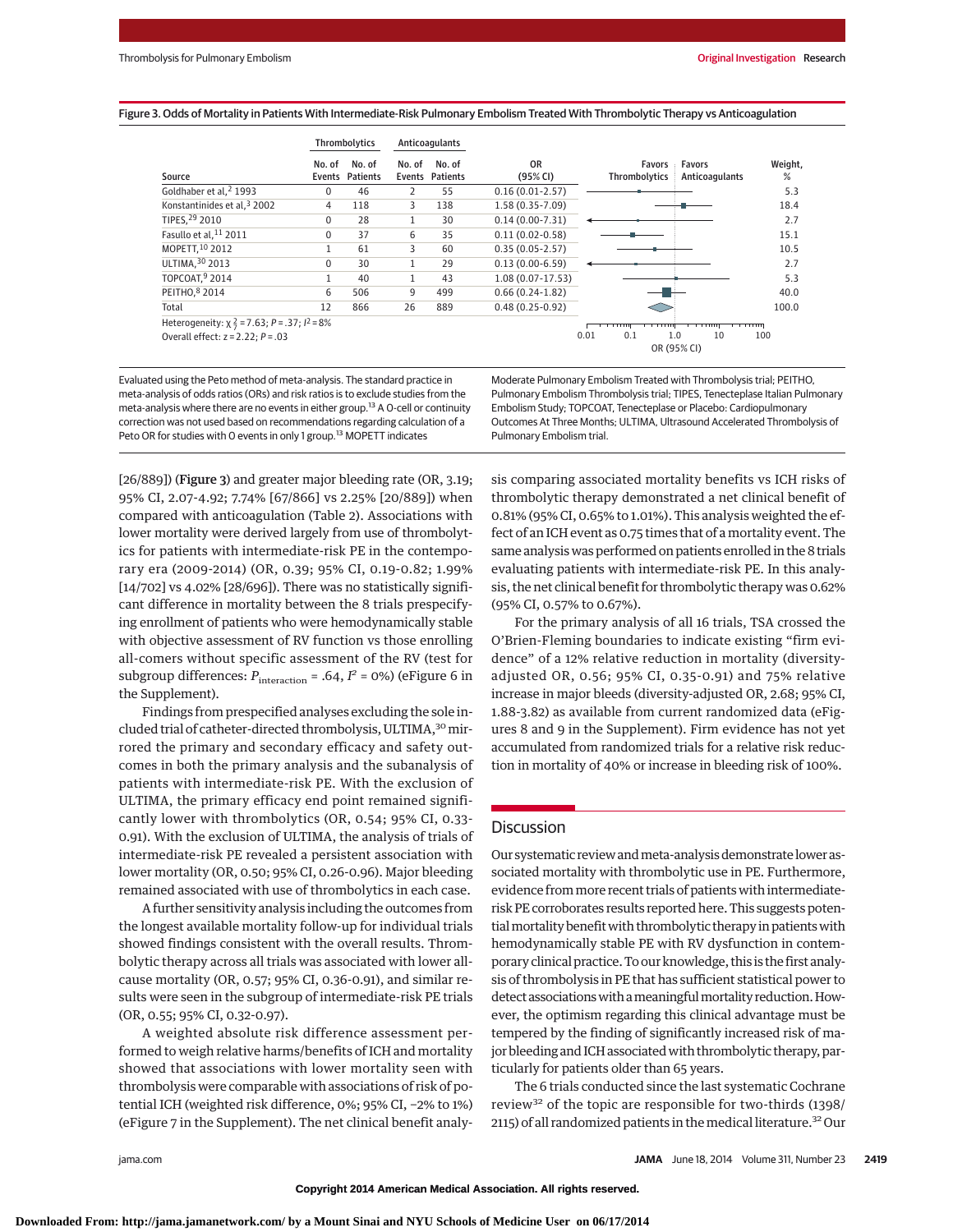Figure 3. Odds of Mortality in Patients With Intermediate-Risk Pulmonary Embolism Treated With Thrombolytic Therapy vs Anticoagulation

| Source | Thrombolytics | | Anticoagulants | | OR (95% CI) | Weight, % |
|---|---|---|---|---|---|---|
| | No. of Events | No. of Patients | No. of Events | No. of Patients | | |
| Goldhaber et al,[2] 1993 | 0 | 46 | 2 | 55 | 0.16 (0.01-2.57) | 5.3 |
| Konstantinides et al,[3] 2002 | 4 | 118 | 3 | 138 | 1.58 (0.35-7.09) | 18.4 |
| TIPES,[29] 2010 | 0 | 28 | 1 | 30 | 0.14 (0.00-7.31) | 2.7 |
| Fasullo et al,[11] 2011 | 0 | 37 | 6 | 35 | 0.11 (0.02-0.58) | 15.1 |
| MOPETT,[10] 2012 | 1 | 61 | 3 | 60 | 0.35 (0.05-2.57) | 10.5 |
| ULTIMA,[30] 2013 | 0 | 30 | 1 | 29 | 0.13 (0.00-6.59) | 2.7 |
| TOPCOAT,[9] 2014 | 1 | 40 | 1 | 43 | 1.08 (0.07-17.53) | 5.3 |
| PEITHO,[8] 2014 | 6 | 506 | 9 | 499 | 0.66 (0.24-1.82) | 40.0 |
| Total | 12 | 866 | 26 | 889 | 0.48 (0.25-0.92) | 100.0 |

Heterogeneity: $\chi^2_7 = 7.63$; $P = .37$; $I^2 = 8\%$

Overall effect: $z = 2.22$; $P = .03$

Favors Thrombolytics | Favors Anticoagulants; OR (95% CI), axis 0.01 to 100

Evaluated using the Peto method of meta-analysis. The standard practice in meta-analysis of odds ratios (ORs) and risk ratios is to exclude studies from the meta-analysis where there are no events in either group.[13] A 0-cell or continuity correction was not used based on recommendations regarding calculation of a Peto OR for studies with 0 events in only 1 group.[13] MOPETT indicates Moderate Pulmonary Embolism Treated with Thrombolysis trial; PEITHO, Pulmonary Embolism Thrombolysis trial; TIPES, Tenecteplase Italian Pulmonary Embolism Study; TOPCOAT, Tenecteplase or Placebo: Cardiopulmonary Outcomes At Three Months; ULTIMA, Ultrasound Accelerated Thrombolysis of Pulmonary Embolism trial.

[26/889]) (**Figure 3**) and greater major bleeding rate (OR, 3.19; 95% CI, 2.07-4.92; 7.74% [67/866] vs 2.25% [20/889]) when compared with anticoagulation (Table 2). Associations with lower mortality were derived largely from use of thrombolytics for patients with intermediate-risk PE in the contemporary era (2009-2014) (OR, 0.39; 95% CI, 0.19-0.82; 1.99% [14/702] vs 4.02% [28/696]). There was no statistically significant difference in mortality between the 8 trials prespecifying enrollment of patients who were hemodynamically stable with objective assessment of RV function vs those enrolling all-comers without specific assessment of the RV (test for subgroup differences: $P_{\text{interaction}} = .64$, $I^2 = 0\%$) (eFigure 6 in the Supplement).

Findings from prespecified analyses excluding the sole included trial of catheter-directed thrombolysis, ULTIMA,[30] mirrored the primary and secondary efficacy and safety outcomes in both the primary analysis and the subanalysis of patients with intermediate-risk PE. With the exclusion of ULTIMA, the primary efficacy end point remained significantly lower with thrombolytics (OR, 0.54; 95% CI, 0.33-0.91). With the exclusion of ULTIMA, the analysis of trials of intermediate-risk PE revealed a persistent association with lower mortality (OR, 0.50; 95% CI, 0.26-0.96). Major bleeding remained associated with use of thrombolytics in each case.

A further sensitivity analysis including the outcomes from the longest available mortality follow-up for individual trials showed findings consistent with the overall results. Thrombolytic therapy across all trials was associated with lower all-cause mortality (OR, 0.57; 95% CI, 0.36-0.91), and similar results were seen in the subgroup of intermediate-risk PE trials (OR, 0.55; 95% CI, 0.32-0.97).

A weighted absolute risk difference assessment performed to weigh relative harms/benefits of ICH and mortality showed that associations with lower mortality seen with thrombolysis were comparable with associations of risk of potential ICH (weighted risk difference, 0%; 95% CI, −2% to 1%) (eFigure 7 in the Supplement). The net clinical benefit analysis comparing associated mortality benefits vs ICH risks of thrombolytic therapy demonstrated a net clinical benefit of 0.81% (95% CI, 0.65% to 1.01%). This analysis weighted the effect of an ICH event as 0.75 times that of a mortality event. The same analysis was performed on patients enrolled in the 8 trials evaluating patients with intermediate-risk PE. In this analysis, the net clinical benefit for thrombolytic therapy was 0.62% (95% CI, 0.57% to 0.67%).

For the primary analysis of all 16 trials, TSA crossed the O'Brien-Fleming boundaries to indicate existing "firm evidence" of a 12% relative reduction in mortality (diversity-adjusted OR, 0.56; 95% CI, 0.35-0.91) and 75% relative increase in major bleeds (diversity-adjusted OR, 2.68; 95% CI, 1.88-3.82) as available from current randomized data (eFigures 8 and 9 in the Supplement). Firm evidence has not yet accumulated from randomized trials for a relative risk reduction in mortality of 40% or increase in bleeding risk of 100%.

## Discussion

Our systematic review and meta-analysis demonstrate lower associated mortality with thrombolytic use in PE. Furthermore, evidence from more recent trials of patients with intermediate-risk PE corroborates results reported here. This suggests potential mortality benefit with thrombolytic therapy in patients with hemodynamically stable PE with RV dysfunction in contemporary clinical practice. To our knowledge, this is the first analysis of thrombolysis in PE that has sufficient statistical power to detect associations with a meaningful mortality reduction. However, the optimism regarding this clinical advantage must be tempered by the finding of significantly increased risk of major bleeding and ICH associated with thrombolytic therapy, particularly for patients older than 65 years.

The 6 trials conducted since the last systematic Cochrane review[32] of the topic are responsible for two-thirds (1398/2115) of all randomized patients in the medical literature.[32] Our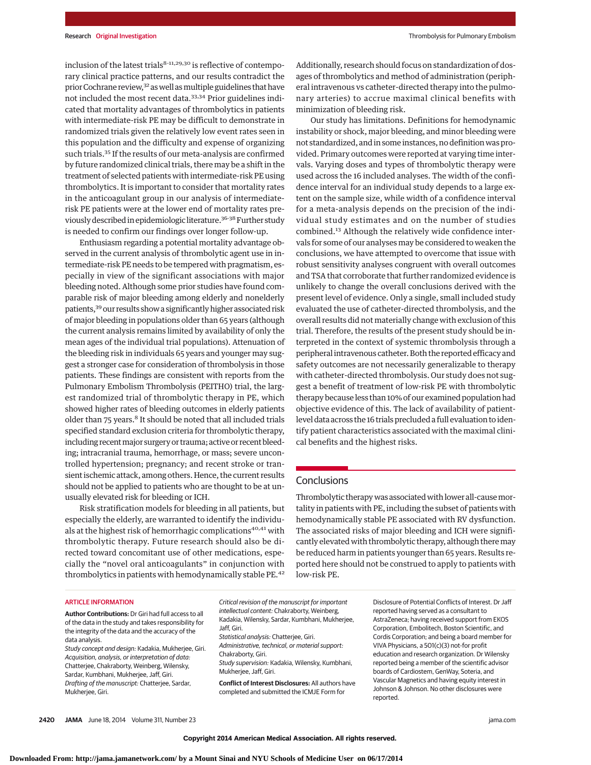inclusion of the latest trials[8-11,29,30] is reflective of contemporary clinical practice patterns, and our results contradict the prior Cochrane review,[32] as well as multiple guidelines that have not included the most recent data.[33,34] Prior guidelines indicated that mortality advantages of thrombolytics in patients with intermediate-risk PE may be difficult to demonstrate in randomized trials given the relatively low event rates seen in this population and the difficulty and expense of organizing such trials.[35] If the results of our meta-analysis are confirmed by future randomized clinical trials, there may be a shift in the treatment of selected patients with intermediate-risk PE using thrombolytics. It is important to consider that mortality rates in the anticoagulant group in our analysis of intermediate-risk PE patients were at the lower end of mortality rates previously described in epidemiologic literature.[36-38] Further study is needed to confirm our findings over longer follow-up.

Enthusiasm regarding a potential mortality advantage observed in the current analysis of thrombolytic agent use in intermediate-risk PE needs to be tempered with pragmatism, especially in view of the significant associations with major bleeding noted. Although some prior studies have found comparable risk of major bleeding among elderly and nonelderly patients,[39] our results show a significantly higher associated risk of major bleeding in populations older than 65 years (although the current analysis remains limited by availability of only the mean ages of the individual trial populations). Attenuation of the bleeding risk in individuals 65 years and younger may suggest a stronger case for consideration of thrombolysis in those patients. These findings are consistent with reports from the Pulmonary Embolism Thrombolysis (PEITHO) trial, the largest randomized trial of thrombolytic therapy in PE, which showed higher rates of bleeding outcomes in elderly patients older than 75 years.[8] It should be noted that all included trials specified standard exclusion criteria for thrombolytic therapy, including recent major surgery or trauma; active or recent bleeding; intracranial trauma, hemorrhage, or mass; severe uncontrolled hypertension; pregnancy; and recent stroke or transient ischemic attack, among others. Hence, the current results should not be applied to patients who are thought to be at unusually elevated risk for bleeding or ICH.

Risk stratification models for bleeding in all patients, but especially the elderly, are warranted to identify the individuals at the highest risk of hemorrhagic complications[40,41] with thrombolytic therapy. Future research should also be directed toward concomitant use of other medications, especially the "novel oral anticoagulants" in conjunction with thrombolytics in patients with hemodynamically stable PE.[42] Additionally, research should focus on standardization of dosages of thrombolytics and method of administration (peripheral intravenous vs catheter-directed therapy into the pulmonary arteries) to accrue maximal clinical benefits with minimization of bleeding risk.

Our study has limitations. Definitions for hemodynamic instability or shock, major bleeding, and minor bleeding were not standardized, and in some instances, no definition was provided. Primary outcomes were reported at varying time intervals. Varying doses and types of thrombolytic therapy were used across the 16 included analyses. The width of the confidence interval for an individual study depends to a large extent on the sample size, while width of a confidence interval for a meta-analysis depends on the precision of the individual study estimates and on the number of studies combined.[13] Although the relatively wide confidence intervals for some of our analyses may be considered to weaken the conclusions, we have attempted to overcome that issue with robust sensitivity analyses congruent with overall outcomes and TSA that corroborate that further randomized evidence is unlikely to change the overall conclusions derived with the present level of evidence. Only a single, small included study evaluated the use of catheter-directed thrombolysis, and the overall results did not materially change with exclusion of this trial. Therefore, the results of the present study should be interpreted in the context of systemic thrombolysis through a peripheral intravenous catheter. Both the reported efficacy and safety outcomes are not necessarily generalizable to therapy with catheter-directed thrombolysis. Our study does not suggest a benefit of treatment of low-risk PE with thrombolytic therapy because less than 10% of our examined population had objective evidence of this. The lack of availability of patient-level data across the 16 trials precluded a full evaluation to identify patient characteristics associated with the maximal clinical benefits and the highest risks.

## Conclusions

Thrombolytic therapy was associated with lower all-cause mortality in patients with PE, including the subset of patients with hemodynamically stable PE associated with RV dysfunction. The associated risks of major bleeding and ICH were significantly elevated with thrombolytic therapy, although there may be reduced harm in patients younger than 65 years. Results reported here should not be construed to apply to patients with low-risk PE.

### ARTICLE INFORMATION

**Author Contributions:** Dr Giri had full access to all of the data in the study and takes responsibility for the integrity of the data and the accuracy of the data analysis.

*Study concept and design:* Kadakia, Mukherjee, Giri.

*Acquisition, analysis, or interpretation of data:* Chatterjee, Chakraborty, Weinberg, Wilensky, Sardar, Kumbhani, Mukherjee, Jaff, Giri.

*Drafting of the manuscript:* Chatterjee, Sardar, Mukherjee, Giri.

*Critical revision of the manuscript for important intellectual content:* Chakraborty, Weinberg, Kadakia, Wilensky, Sardar, Kumbhani, Mukherjee, Jaff, Giri.

*Statistical analysis:* Chatterjee, Giri.

*Administrative, technical, or material support:* Chakraborty, Giri.

*Study supervision:* Kadakia, Wilensky, Kumbhani, Mukherjee, Jaff, Giri.

**Conflict of Interest Disclosures:** All authors have completed and submitted the ICMJE Form for Disclosure of Potential Conflicts of Interest. Dr Jaff reported having served as a consultant to AstraZeneca; having received support from EKOS Corporation, Embolitech, Boston Scientific, and Cordis Corporation; and being a board member for VIVA Physicians, a 501(c)(3) not-for profit education and research organization. Dr Wilensky reported being a member of the scientific advisor boards of Cardiostem, GenWay, Soteria, and Vascular Magnetics and having equity interest in Johnson & Johnson. No other disclosures were reported.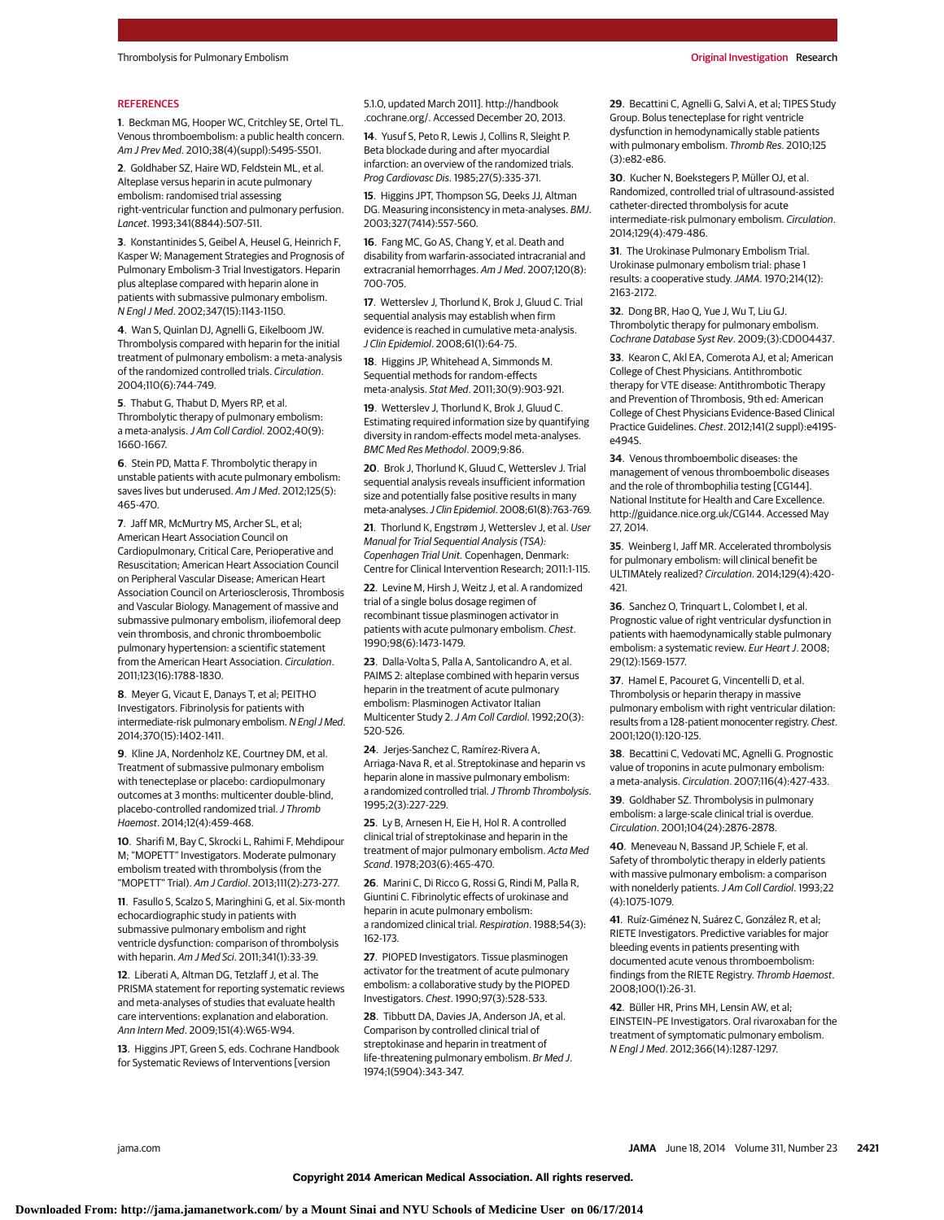## REFERENCES

1. Beckman MG, Hooper WC, Critchley SE, Ortel TL. Venous thromboembolism: a public health concern. *Am J Prev Med*. 2010;38(4)(suppl):S495-S501.

2. Goldhaber SZ, Haire WD, Feldstein ML, et al. Alteplase versus heparin in acute pulmonary embolism: randomised trial assessing right-ventricular function and pulmonary perfusion. *Lancet*. 1993;341(8844):507-511.

3. Konstantinides S, Geibel A, Heusel G, Heinrich F, Kasper W; Management Strategies and Prognosis of Pulmonary Embolism-3 Trial Investigators. Heparin plus alteplase compared with heparin alone in patients with submassive pulmonary embolism. *N Engl J Med*. 2002;347(15):1143-1150.

4. Wan S, Quinlan DJ, Agnelli G, Eikelboom JW. Thrombolysis compared with heparin for the initial treatment of pulmonary embolism: a meta-analysis of the randomized controlled trials. *Circulation*. 2004;110(6):744-749.

5. Thabut G, Thabut D, Myers RP, et al. Thrombolytic therapy of pulmonary embolism: a meta-analysis. *J Am Coll Cardiol*. 2002;40(9):1660-1667.

6. Stein PD, Matta F. Thrombolytic therapy in unstable patients with acute pulmonary embolism: saves lives but underused. *Am J Med*. 2012;125(5):465-470.

7. Jaff MR, McMurtry MS, Archer SL, et al; American Heart Association Council on Cardiopulmonary, Critical Care, Perioperative and Resuscitation; American Heart Association Council on Peripheral Vascular Disease; American Heart Association Council on Arteriosclerosis, Thrombosis and Vascular Biology. Management of massive and submassive pulmonary embolism, iliofemoral deep vein thrombosis, and chronic thromboembolic pulmonary hypertension: a scientific statement from the American Heart Association. *Circulation*. 2011;123(16):1788-1830.

8. Meyer G, Vicaut E, Danays T, et al; PEITHO Investigators. Fibrinolysis for patients with intermediate-risk pulmonary embolism. *N Engl J Med*. 2014;370(15):1402-1411.

9. Kline JA, Nordenholz KE, Courtney DM, et al. Treatment of submassive pulmonary embolism with tenecteplase or placebo: cardiopulmonary outcomes at 3 months: multicenter double-blind, placebo-controlled randomized trial. *J Thromb Haemost*. 2014;12(4):459-468.

10. Sharifi M, Bay C, Skrocki L, Rahimi F, Mehdipour M; "MOPETT" Investigators. Moderate pulmonary embolism treated with thrombolysis (from the "MOPETT" Trial). *Am J Cardiol*. 2013;111(2):273-277.

11. Fasullo S, Scalzo S, Maringhini G, et al. Six-month echocardiographic study in patients with submassive pulmonary embolism and right ventricle dysfunction: comparison of thrombolysis with heparin. *Am J Med Sci*. 2011;341(1):33-39.

12. Liberati A, Altman DG, Tetzlaff J, et al. The PRISMA statement for reporting systematic reviews and meta-analyses of studies that evaluate health care interventions: explanation and elaboration. *Ann Intern Med*. 2009;151(4):W65-W94.

13. Higgins JPT, Green S, eds. Cochrane Handbook for Systematic Reviews of Interventions [version 5.1.0, updated March 2011]. http://handbook.cochrane.org/. Accessed December 20, 2013.

14. Yusuf S, Peto R, Lewis J, Collins R, Sleight P. Beta blockade during and after myocardial infarction: an overview of the randomized trials. *Prog Cardiovasc Dis*. 1985;27(5):335-371.

15. Higgins JPT, Thompson SG, Deeks JJ, Altman DG. Measuring inconsistency in meta-analyses. *BMJ*. 2003;327(7414):557-560.

16. Fang MC, Go AS, Chang Y, et al. Death and disability from warfarin-associated intracranial and extracranial hemorrhages. *Am J Med*. 2007;120(8):700-705.

17. Wetterslev J, Thorlund K, Brok J, Gluud C. Trial sequential analysis may establish when firm evidence is reached in cumulative meta-analysis. *J Clin Epidemiol*. 2008;61(1):64-75.

18. Higgins JP, Whitehead A, Simmonds M. Sequential methods for random-effects meta-analysis. *Stat Med*. 2011;30(9):903-921.

19. Wetterslev J, Thorlund K, Brok J, Gluud C. Estimating required information size by quantifying diversity in random-effects model meta-analyses. *BMC Med Res Methodol*. 2009;9:86.

20. Brok J, Thorlund K, Gluud C, Wetterslev J. Trial sequential analysis reveals insufficient information size and potentially false positive results in many meta-analyses. *J Clin Epidemiol*. 2008;61(8):763-769.

21. Thorlund K, Engstrøm J, Wetterslev J, et al. *User Manual for Trial Sequential Analysis (TSA): Copenhagen Trial Unit*. Copenhagen, Denmark: Centre for Clinical Intervention Research; 2011:1-115.

22. Levine M, Hirsh J, Weitz J, et al. A randomized trial of a single bolus dosage regimen of recombinant tissue plasminogen activator in patients with acute pulmonary embolism. *Chest*. 1990;98(6):1473-1479.

23. Dalla-Volta S, Palla A, Santolicandro A, et al. PAIMS 2: alteplase combined with heparin versus heparin in the treatment of acute pulmonary embolism: Plasminogen Activator Italian Multicenter Study 2. *J Am Coll Cardiol*. 1992;20(3):520-526.

24. Jerjes-Sanchez C, Ramírez-Rivera A, Arriaga-Nava R, et al. Streptokinase and heparin vs heparin alone in massive pulmonary embolism: a randomized controlled trial. *J Thromb Thrombolysis*. 1995;2(3):227-229.

25. Ly B, Arnesen H, Eie H, Hol R. A controlled clinical trial of streptokinase and heparin in the treatment of major pulmonary embolism. *Acta Med Scand*. 1978;203(6):465-470.

26. Marini C, Di Ricco G, Rossi G, Rindi M, Palla R, Giuntini C. Fibrinolytic effects of urokinase and heparin in acute pulmonary embolism: a randomized clinical trial. *Respiration*. 1988;54(3):162-173.

27. PIOPED Investigators. Tissue plasminogen activator for the treatment of acute pulmonary embolism: a collaborative study by the PIOPED Investigators. *Chest*. 1990;97(3):528-533.

28. Tibbutt DA, Davies JA, Anderson JA, et al. Comparison by controlled clinical trial of streptokinase and heparin in treatment of life-threatening pulmonary embolism. *Br Med J*. 1974;1(5904):343-347.

29. Becattini C, Agnelli G, Salvi A, et al; TIPES Study Group. Bolus tenecteplase for right ventricle dysfunction in hemodynamically stable patients with pulmonary embolism. *Thromb Res*. 2010;125(3):e82-e86.

30. Kucher N, Boekstegers P, Müller OJ, et al. Randomized, controlled trial of ultrasound-assisted catheter-directed thrombolysis for acute intermediate-risk pulmonary embolism. *Circulation*. 2014;129(4):479-486.

31. The Urokinase Pulmonary Embolism Trial. Urokinase pulmonary embolism trial: phase 1 results: a cooperative study. *JAMA*. 1970;214(12):2163-2172.

32. Dong BR, Hao Q, Yue J, Wu T, Liu GJ. Thrombolytic therapy for pulmonary embolism. *Cochrane Database Syst Rev*. 2009;(3):CD004437.

33. Kearon C, Akl EA, Comerota AJ, et al; American College of Chest Physicians. Antithrombotic therapy for VTE disease: Antithrombotic Therapy and Prevention of Thrombosis, 9th ed: American College of Chest Physicians Evidence-Based Clinical Practice Guidelines. *Chest*. 2012;141(2 suppl):e419S-e494S.

34. Venous thromboembolic diseases: the management of venous thromboembolic diseases and the role of thrombophilia testing [CG144]. National Institute for Health and Care Excellence. http://guidance.nice.org.uk/CG144. Accessed May 27, 2014.

35. Weinberg I, Jaff MR. Accelerated thrombolysis for pulmonary embolism: will clinical benefit be ULTIMAtely realized? *Circulation*. 2014;129(4):420-421.

36. Sanchez O, Trinquart L, Colombet I, et al. Prognostic value of right ventricular dysfunction in patients with haemodynamically stable pulmonary embolism: a systematic review. *Eur Heart J*. 2008;29(12):1569-1577.

37. Hamel E, Pacouret G, Vincentelli D, et al. Thrombolysis or heparin therapy in massive pulmonary embolism with right ventricular dilation: results from a 128-patient monocenter registry. *Chest*. 2001;120(1):120-125.

38. Becattini C, Vedovati MC, Agnelli G. Prognostic value of troponins in acute pulmonary embolism: a meta-analysis. *Circulation*. 2007;116(4):427-433.

39. Goldhaber SZ. Thrombolysis in pulmonary embolism: a large-scale clinical trial is overdue. *Circulation*. 2001;104(24):2876-2878.

40. Meneveau N, Bassand JP, Schiele F, et al. Safety of thrombolytic therapy in elderly patients with massive pulmonary embolism: a comparison with nonelderly patients. *J Am Coll Cardiol*. 1993;22(4):1075-1079.

41. Ruíz-Giménez N, Suárez C, González R, et al; RIETE Investigators. Predictive variables for major bleeding events in patients presenting with documented acute venous thromboembolism: findings from the RIETE Registry. *Thromb Haemost*. 2008;100(1):26-31.

42. Büller HR, Prins MH, Lensin AW, et al; EINSTEIN–PE Investigators. Oral rivaroxaban for the treatment of symptomatic pulmonary embolism. *N Engl J Med*. 2012;366(14):1287-1297.